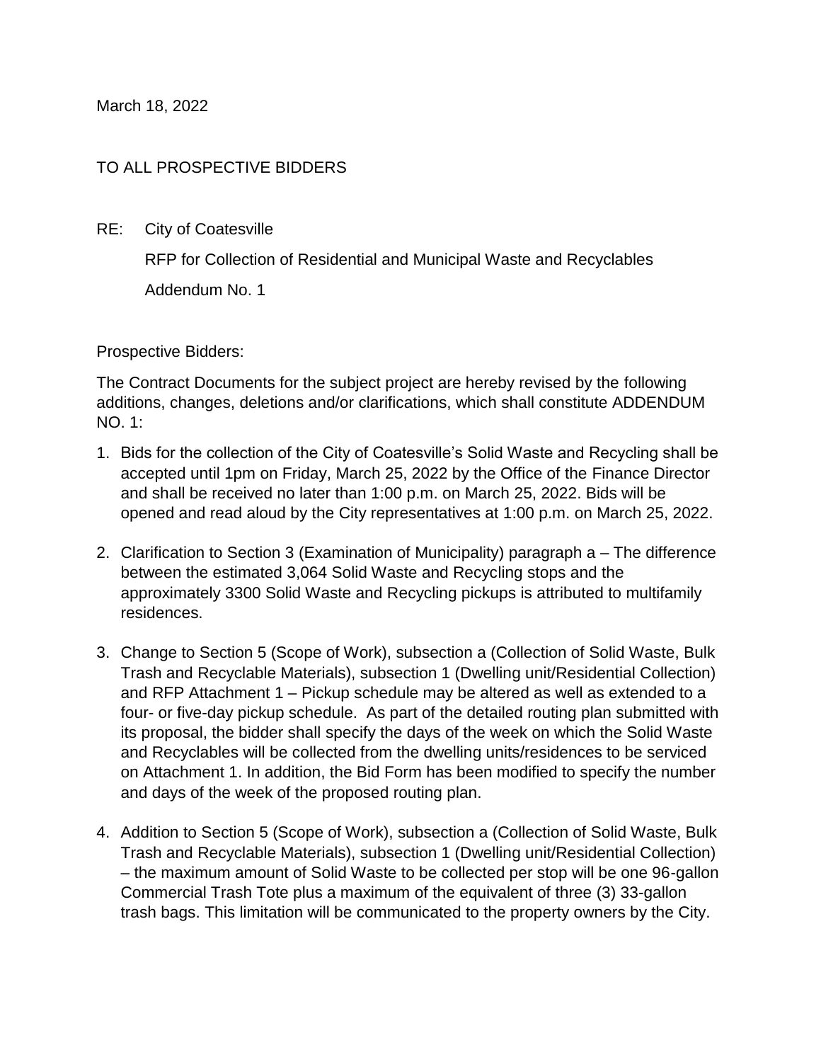March 18, 2022

TO ALL PROSPECTIVE BIDDERS

RE: City of Coatesville

RFP for Collection of Residential and Municipal Waste and Recyclables

Addendum No. 1

Prospective Bidders:

The Contract Documents for the subject project are hereby revised by the following additions, changes, deletions and/or clarifications, which shall constitute ADDENDUM NO. 1:

1. Bids for the collection of the City of Coatesville's Solid Waste and Recycling shall be accepted until 1pm on Friday, March 25, 2022 by the Office of the Finance Director and shall be received no later than 1:00 p.m. on March 25, 2022. Bids will be opened and read aloud by the City representatives at 1:00 p.m. on March 25, 2022.

2. Clarification to Section 3 (Examination of Municipality) paragraph a – The difference between the estimated 3,064 Solid Waste and Recycling stops and the approximately 3300 Solid Waste and Recycling pickups is attributed to multifamily residences.

3. Change to Section 5 (Scope of Work), subsection a (Collection of Solid Waste, Bulk Trash and Recyclable Materials), subsection 1 (Dwelling unit/Residential Collection) and RFP Attachment 1 – Pickup schedule may be altered as well as extended to a four- or five-day pickup schedule. As part of the detailed routing plan submitted with its proposal, the bidder shall specify the days of the week on which the Solid Waste and Recyclables will be collected from the dwelling units/residences to be serviced on Attachment 1. In addition, the Bid Form has been modified to specify the number and days of the week of the proposed routing plan.

4. Addition to Section 5 (Scope of Work), subsection a (Collection of Solid Waste, Bulk Trash and Recyclable Materials), subsection 1 (Dwelling unit/Residential Collection) – the maximum amount of Solid Waste to be collected per stop will be one 96-gallon Commercial Trash Tote plus a maximum of the equivalent of three (3) 33-gallon trash bags. This limitation will be communicated to the property owners by the City.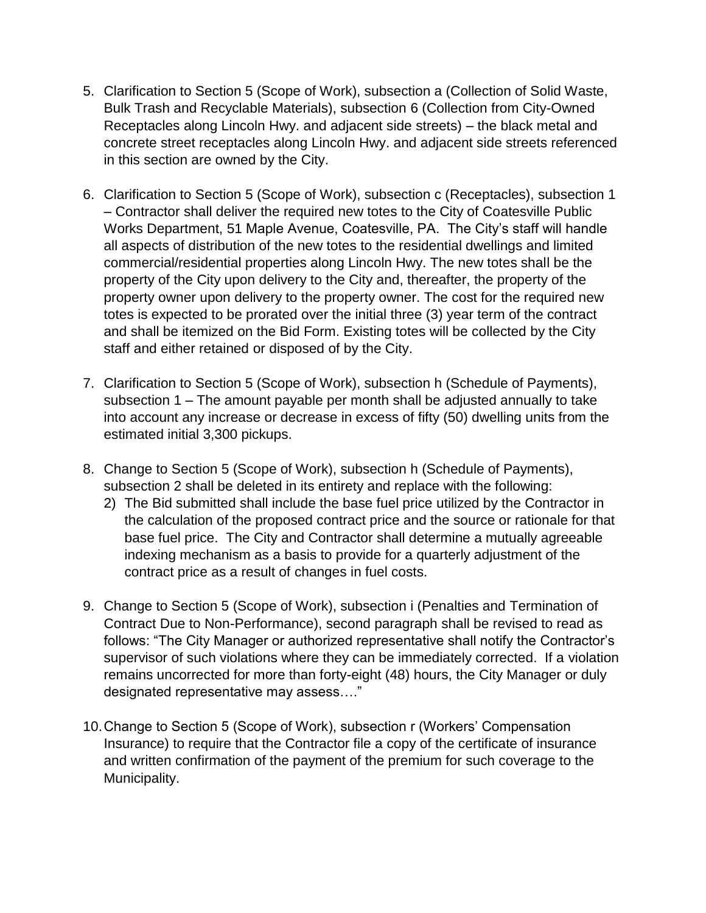5. Clarification to Section 5 (Scope of Work), subsection a (Collection of Solid Waste, Bulk Trash and Recyclable Materials), subsection 6 (Collection from City-Owned Receptacles along Lincoln Hwy. and adjacent side streets) – the black metal and concrete street receptacles along Lincoln Hwy. and adjacent side streets referenced in this section are owned by the City.

6. Clarification to Section 5 (Scope of Work), subsection c (Receptacles), subsection 1 – Contractor shall deliver the required new totes to the City of Coatesville Public Works Department, 51 Maple Avenue, Coatesville, PA. The City's staff will handle all aspects of distribution of the new totes to the residential dwellings and limited commercial/residential properties along Lincoln Hwy. The new totes shall be the property of the City upon delivery to the City and, thereafter, the property of the property owner upon delivery to the property owner. The cost for the required new totes is expected to be prorated over the initial three (3) year term of the contract and shall be itemized on the Bid Form. Existing totes will be collected by the City staff and either retained or disposed of by the City.

7. Clarification to Section 5 (Scope of Work), subsection h (Schedule of Payments), subsection 1 – The amount payable per month shall be adjusted annually to take into account any increase or decrease in excess of fifty (50) dwelling units from the estimated initial 3,300 pickups.

8. Change to Section 5 (Scope of Work), subsection h (Schedule of Payments), subsection 2 shall be deleted in its entirety and replace with the following:
   2) The Bid submitted shall include the base fuel price utilized by the Contractor in the calculation of the proposed contract price and the source or rationale for that base fuel price. The City and Contractor shall determine a mutually agreeable indexing mechanism as a basis to provide for a quarterly adjustment of the contract price as a result of changes in fuel costs.

9. Change to Section 5 (Scope of Work), subsection i (Penalties and Termination of Contract Due to Non-Performance), second paragraph shall be revised to read as follows: "The City Manager or authorized representative shall notify the Contractor's supervisor of such violations where they can be immediately corrected. If a violation remains uncorrected for more than forty-eight (48) hours, the City Manager or duly designated representative may assess…."

10. Change to Section 5 (Scope of Work), subsection r (Workers' Compensation Insurance) to require that the Contractor file a copy of the certificate of insurance and written confirmation of the payment of the premium for such coverage to the Municipality.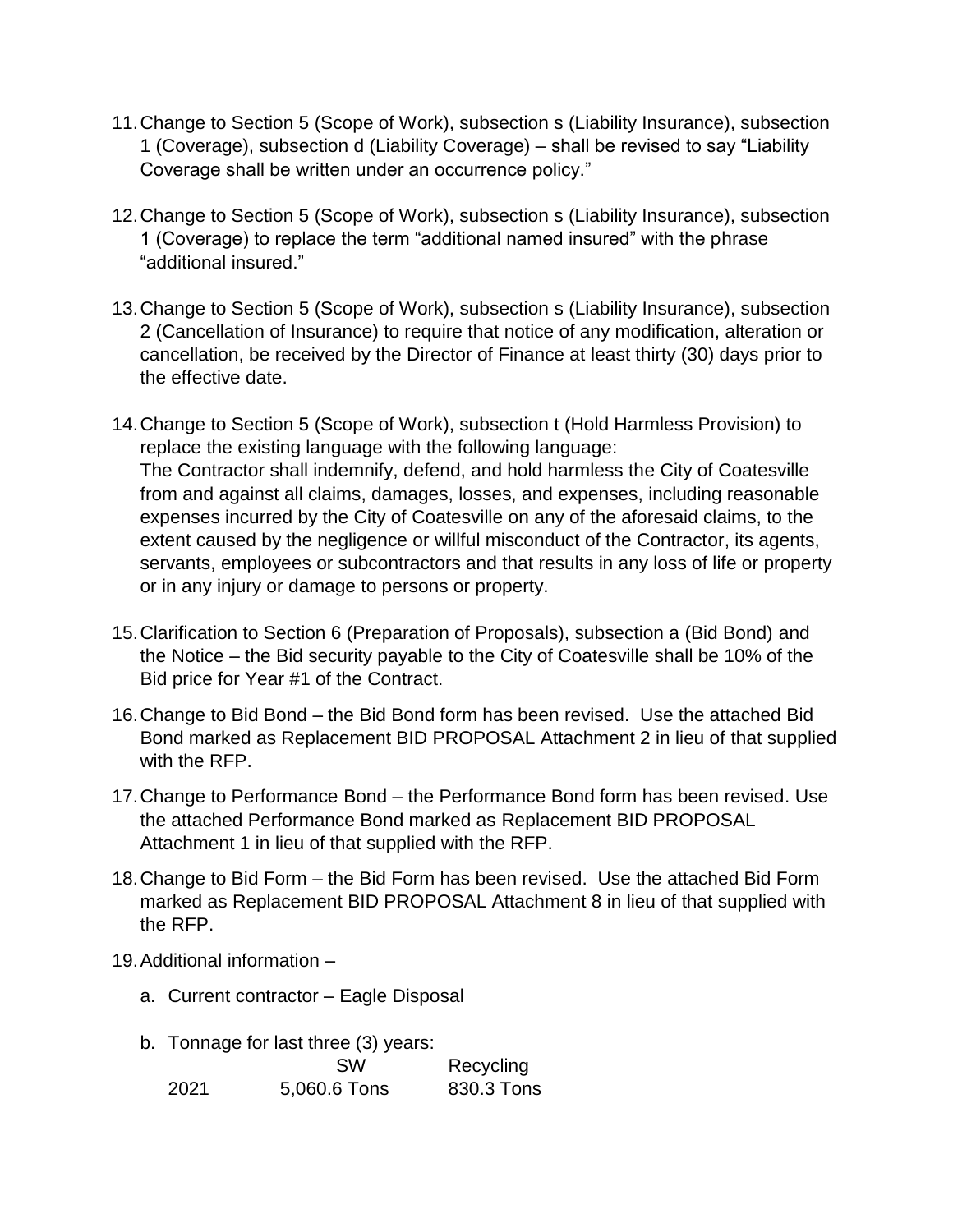11. Change to Section 5 (Scope of Work), subsection s (Liability Insurance), subsection 1 (Coverage), subsection d (Liability Coverage) – shall be revised to say "Liability Coverage shall be written under an occurrence policy."

12. Change to Section 5 (Scope of Work), subsection s (Liability Insurance), subsection 1 (Coverage) to replace the term "additional named insured" with the phrase "additional insured."

13. Change to Section 5 (Scope of Work), subsection s (Liability Insurance), subsection 2 (Cancellation of Insurance) to require that notice of any modification, alteration or cancellation, be received by the Director of Finance at least thirty (30) days prior to the effective date.

14. Change to Section 5 (Scope of Work), subsection t (Hold Harmless Provision) to replace the existing language with the following language:
    The Contractor shall indemnify, defend, and hold harmless the City of Coatesville from and against all claims, damages, losses, and expenses, including reasonable expenses incurred by the City of Coatesville on any of the aforesaid claims, to the extent caused by the negligence or willful misconduct of the Contractor, its agents, servants, employees or subcontractors and that results in any loss of life or property or in any injury or damage to persons or property.

15. Clarification to Section 6 (Preparation of Proposals), subsection a (Bid Bond) and the Notice – the Bid security payable to the City of Coatesville shall be 10% of the Bid price for Year #1 of the Contract.

16. Change to Bid Bond – the Bid Bond form has been revised. Use the attached Bid Bond marked as Replacement BID PROPOSAL Attachment 2 in lieu of that supplied with the RFP.

17. Change to Performance Bond – the Performance Bond form has been revised. Use the attached Performance Bond marked as Replacement BID PROPOSAL Attachment 1 in lieu of that supplied with the RFP.

18. Change to Bid Form – the Bid Form has been revised. Use the attached Bid Form marked as Replacement BID PROPOSAL Attachment 8 in lieu of that supplied with the RFP.

19. Additional information –

    a. Current contractor – Eagle Disposal

    b. Tonnage for last three (3) years:

| | SW | Recycling |
|---|---|---|
| 2021 | 5,060.6 Tons | 830.3 Tons |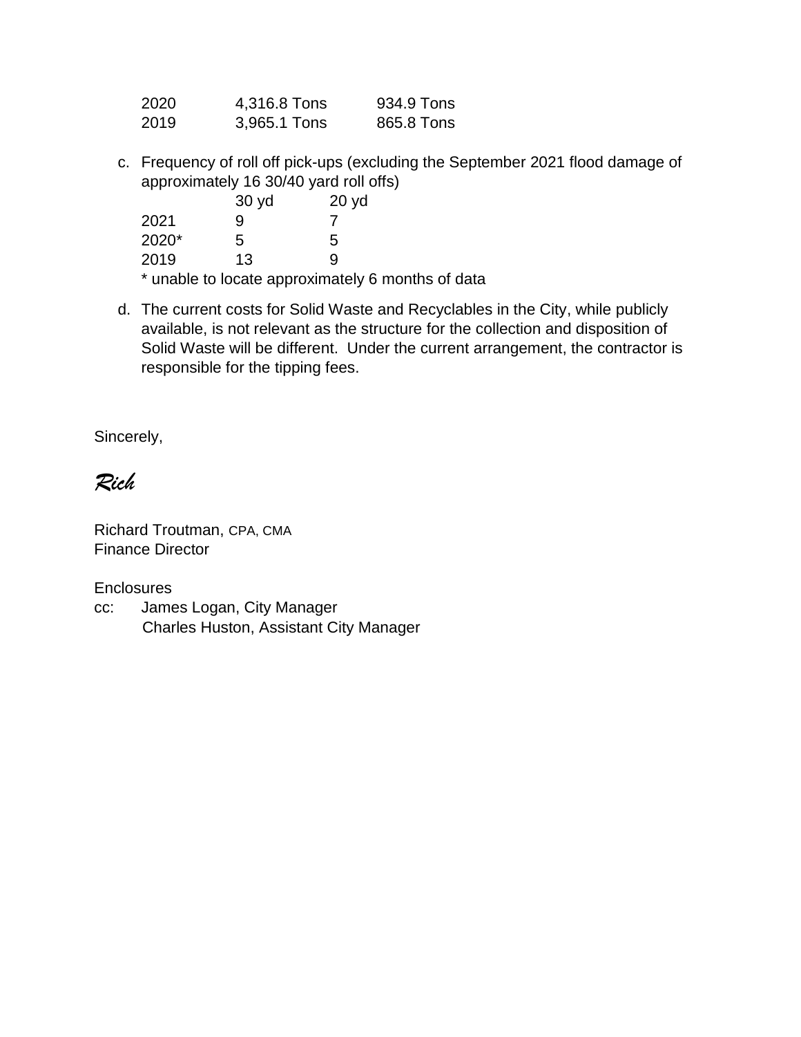| | | |
|---|---|---|
| 2020 | 4,316.8 Tons | 934.9 Tons |
| 2019 | 3,965.1 Tons | 865.8 Tons |

c. Frequency of roll off pick-ups (excluding the September 2021 flood damage of approximately 16 30/40 yard roll offs)

| | 30 yd | 20 yd |
|---|---|---|
| 2021 | 9 | 7 |
| 2020* | 5 | 5 |
| 2019 | 13 | 9 |

\* unable to locate approximately 6 months of data

d. The current costs for Solid Waste and Recyclables in the City, while publicly available, is not relevant as the structure for the collection and disposition of Solid Waste will be different. Under the current arrangement, the contractor is responsible for the tipping fees.

Sincerely,

*Rich*

Richard Troutman, CPA, CMA
Finance Director

Enclosures
cc: James Logan, City Manager
Charles Huston, Assistant City Manager